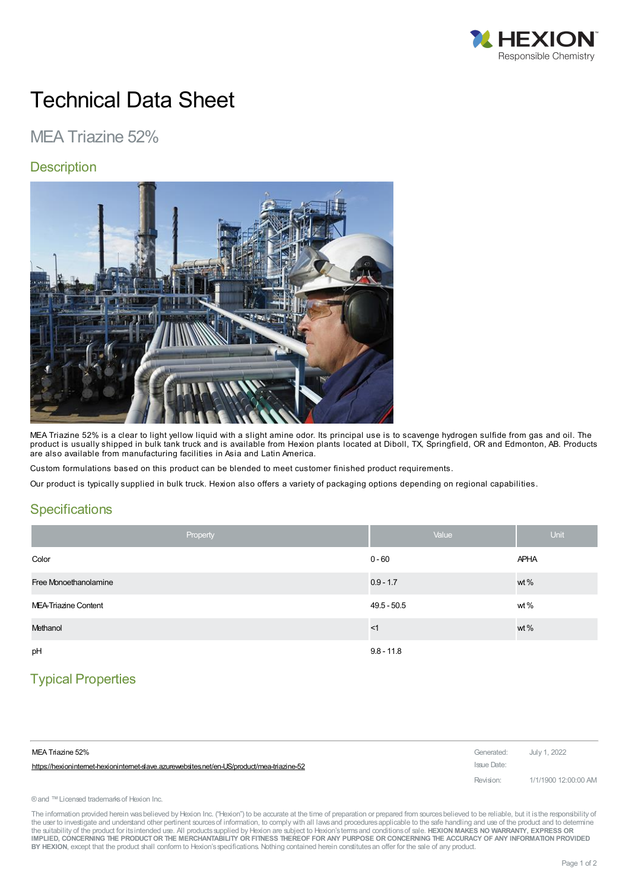# Technical Data Sheet

## MEA Triazine 52%

### Description

MEA Triazine 52% is a clear to light yellow liquid with a slight amine odor. Its principal use is to scavenge hydrogen sulfide from gas and oil. The product is usually shipped in bulk tank truck and is available from Hexion plants located at Diboll, TX, Springfield, OR and Edmonton, AB. Products are also available from manufacturing facilities in Asia and Latin America.

Custom formulations based on this product can be blended to meet customer finished product requirements.

Our product is typically supplied in bulk truck. Hexion also offers a variety of packaging options depending on regional capabilities.

### Specifications

| Property | Value | Unit |
|---|---|---|
| Color | 0 - 60 | APHA |
| Free Monoethanolamine | 0.9 - 1.7 | wt % |
| MEA-Triazine Content | 49.5 - 50.5 | wt % |
| Methanol | <1 | wt % |
| pH | 9.8 - 11.8 | |

### Typical Properties

MEA Triazine 52%

https://hexioninternet-hexioninternet-slave.azurewebsites.net/en-US/product/mea-triazine-52

Generated: July 1, 2022

Issue Date:

Revision: 1/1/1900 12:00:00 AM

® and ™ Licensed trademarks of Hexion Inc.

The information provided herein was believed by Hexion Inc. ("Hexion") to be accurate at the time of preparation or prepared from sources believed to be reliable, but it is the responsibility of the user to investigate and understand other pertinent sources of information, to comply with all laws and procedures applicable to the safe handling and use of the product and to determine the suitability of the product for its intended use. All products supplied by Hexion are subject to Hexion's terms and conditions of sale. **HEXION MAKES NO WARRANTY, EXPRESS OR IMPLIED, CONCERNING THE PRODUCT OR THE MERCHANTABILITY OR FITNESS THEREOF FOR ANY PURPOSE OR CONCERNING THE ACCURACY OF ANY INFORMATION PROVIDED BY HEXION**, except that the product shall conform to Hexion's specifications. Nothing contained herein constitutes an offer for the sale of any product.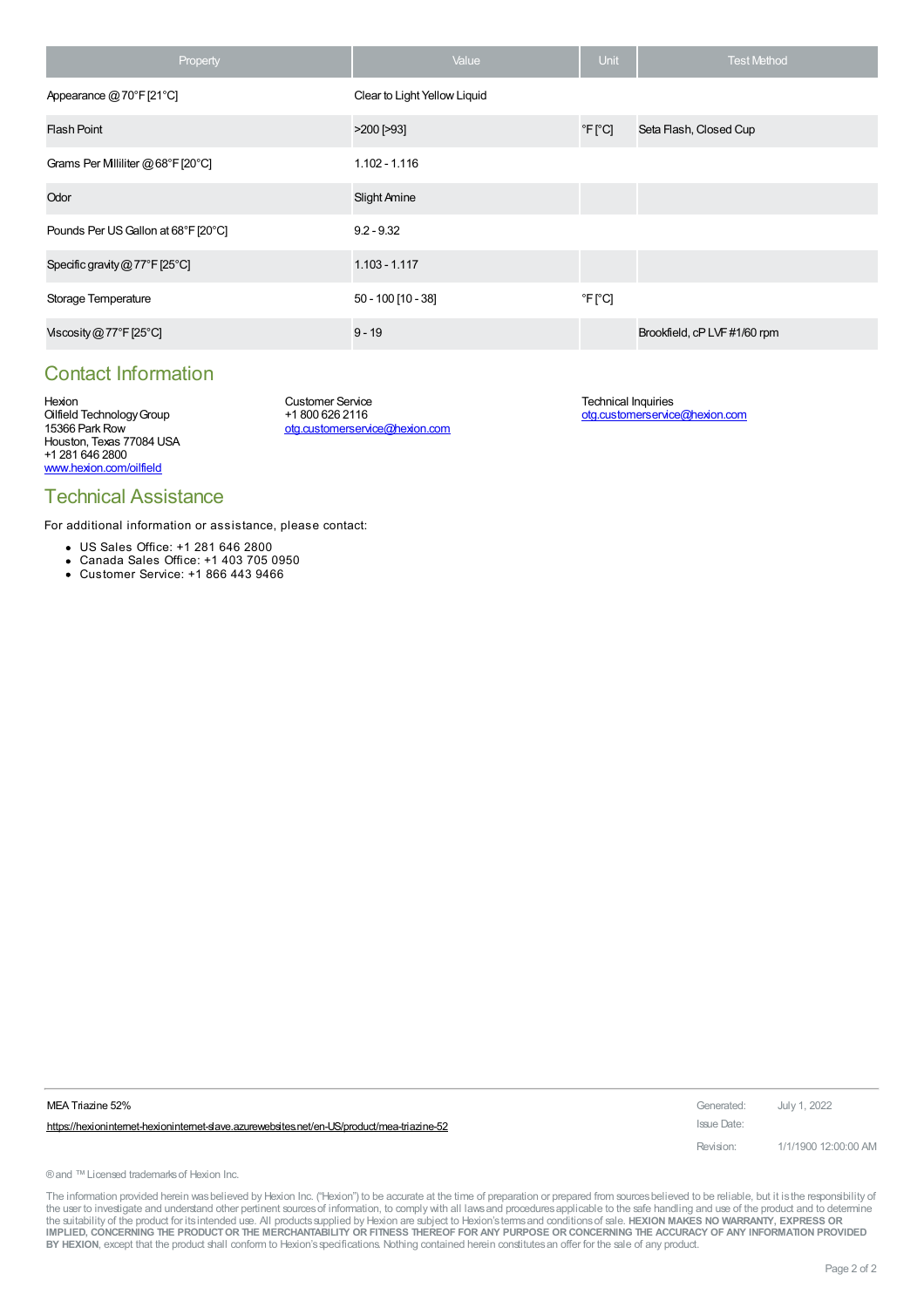| Property | Value | Unit | Test Method |
| --- | --- | --- | --- |
| Appearance @ 70°F [21°C] | Clear to Light Yellow Liquid | | |
| Flash Point | >200 [>93] | °F [°C] | Seta Flash, Closed Cup |
| Grams Per Milliliter @ 68°F [20°C] | 1.102 - 1.116 | | |
| Odor | Slight Amine | | |
| Pounds Per US Gallon at 68°F [20°C] | 9.2 - 9.32 | | |
| Specific gravity @ 77°F [25°C] | 1.103 - 1.117 | | |
| Storage Temperature | 50 - 100 [10 - 38] | °F [°C] | |
| Viscosity @ 77°F [25°C] | 9 - 19 | | Brookfield, cP LVF #1/60 rpm |

## Contact Information

Hexion
Oilfield Technology Group
15366 Park Row
Houston, Texas 77084 USA
+1 281 646 2800
www.hexion.com/oilfield

Customer Service
+1 800 626 2116
otg.customerservice@hexion.com

Technical Inquiries
otg.customerservice@hexion.com

## Technical Assistance

For additional information or assistance, please contact:

- US Sales Office: +1 281 646 2800
- Canada Sales Office: +1 403 705 0950
- Customer Service: +1 866 443 9466

MEA Triazine 52%

https://hexioninternet-hexioninternet-slave.azurewebsites.net/en-US/product/mea-triazine-52

Generated: July 1, 2022
Issue Date:
Revision: 1/1/1900 12:00:00 AM

® and ™ Licensed trademarks of Hexion Inc.

The information provided herein was believed by Hexion Inc. ("Hexion") to be accurate at the time of preparation or prepared from sources believed to be reliable, but it is the responsibility of the user to investigate and understand other pertinent sources of information, to comply with all laws and procedures applicable to the safe handling and use of the product and to determine the suitability of the product for its intended use. All products supplied by Hexion are subject to Hexion's terms and conditions of sale. **HEXION MAKES NO WARRANTY, EXPRESS OR IMPLIED, CONCERNING THE PRODUCT OR THE MERCHANTABILITY OR FITNESS THEREOF FOR ANY PURPOSE OR CONCERNING THE ACCURACY OF ANY INFORMATION PROVIDED BY HEXION**, except that the product shall conform to Hexion's specifications. Nothing contained herein constitutes an offer for the sale of any product.